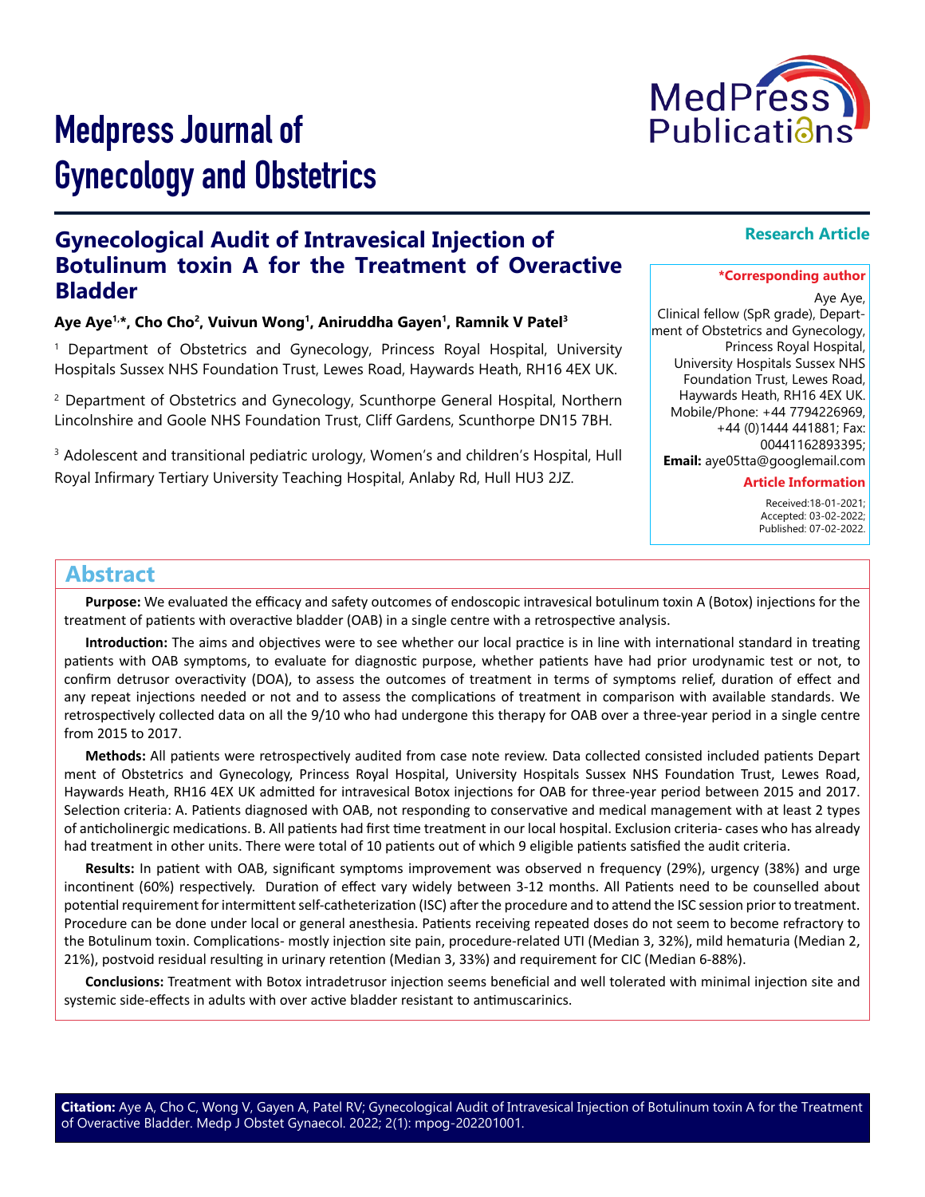# Medpress Journal of Gynecology and Obstetrics

**Research Article**

## Gynecological Audit of Intravesical Injection of Botulinum toxin A for the Treatment of Overactive Bladder

**Aye Aye[1,*], Cho Cho[2], Vuivun Wong[1], Aniruddha Gayen[1], Ramnik V Patel[3]**

[1] Department of Obstetrics and Gynecology, Princess Royal Hospital, University Hospitals Sussex NHS Foundation Trust, Lewes Road, Haywards Heath, RH16 4EX UK.

[2] Department of Obstetrics and Gynecology, Scunthorpe General Hospital, Northern Lincolnshire and Goole NHS Foundation Trust, Cliff Gardens, Scunthorpe DN15 7BH.

[3] Adolescent and transitional pediatric urology, Women's and children's Hospital, Hull Royal Infirmary Tertiary University Teaching Hospital, Anlaby Rd, Hull HU3 2JZ.

**\*Corresponding author**

Aye Aye,
Clinical fellow (SpR grade), Department of Obstetrics and Gynecology, Princess Royal Hospital, University Hospitals Sussex NHS Foundation Trust, Lewes Road, Haywards Heath, RH16 4EX UK.
Mobile/Phone: +44 7794226969, +44 (0)1444 441881; Fax: 00441162893395;
**Email:** aye05tta@googlemail.com

**Article Information**

Received:18-01-2021;
Accepted: 03-02-2022;
Published: 07-02-2022.

## Abstract

**Purpose:** We evaluated the efficacy and safety outcomes of endoscopic intravesical botulinum toxin A (Botox) injections for the treatment of patients with overactive bladder (OAB) in a single centre with a retrospective analysis.

**Introduction:** The aims and objectives were to see whether our local practice is in line with international standard in treating patients with OAB symptoms, to evaluate for diagnostic purpose, whether patients have had prior urodynamic test or not, to confirm detrusor overactivity (DOA), to assess the outcomes of treatment in terms of symptoms relief, duration of effect and any repeat injections needed or not and to assess the complications of treatment in comparison with available standards. We retrospectively collected data on all the 9/10 who had undergone this therapy for OAB over a three-year period in a single centre from 2015 to 2017.

**Methods:** All patients were retrospectively audited from case note review. Data collected consisted included patients Depart ment of Obstetrics and Gynecology, Princess Royal Hospital, University Hospitals Sussex NHS Foundation Trust, Lewes Road, Haywards Heath, RH16 4EX UK admitted for intravesical Botox injections for OAB for three-year period between 2015 and 2017. Selection criteria: A. Patients diagnosed with OAB, not responding to conservative and medical management with at least 2 types of anticholinergic medications. B. All patients had first time treatment in our local hospital. Exclusion criteria- cases who has already had treatment in other units. There were total of 10 patients out of which 9 eligible patients satisfied the audit criteria.

**Results:** In patient with OAB, significant symptoms improvement was observed n frequency (29%), urgency (38%) and urge incontinent (60%) respectively. Duration of effect vary widely between 3-12 months. All Patients need to be counselled about potential requirement for intermittent self-catheterization (ISC) after the procedure and to attend the ISC session prior to treatment. Procedure can be done under local or general anesthesia. Patients receiving repeated doses do not seem to become refractory to the Botulinum toxin. Complications- mostly injection site pain, procedure-related UTI (Median 3, 32%), mild hematuria (Median 2, 21%), postvoid residual resulting in urinary retention (Median 3, 33%) and requirement for CIC (Median 6-88%).

**Conclusions:** Treatment with Botox intradetrusor injection seems beneficial and well tolerated with minimal injection site and systemic side-effects in adults with over active bladder resistant to antimuscarinics.

**Citation:** Aye A, Cho C, Wong V, Gayen A, Patel RV; Gynecological Audit of Intravesical Injection of Botulinum toxin A for the Treatment of Overactive Bladder. Medp J Obstet Gynaecol. 2022; 2(1): mpog-202201001.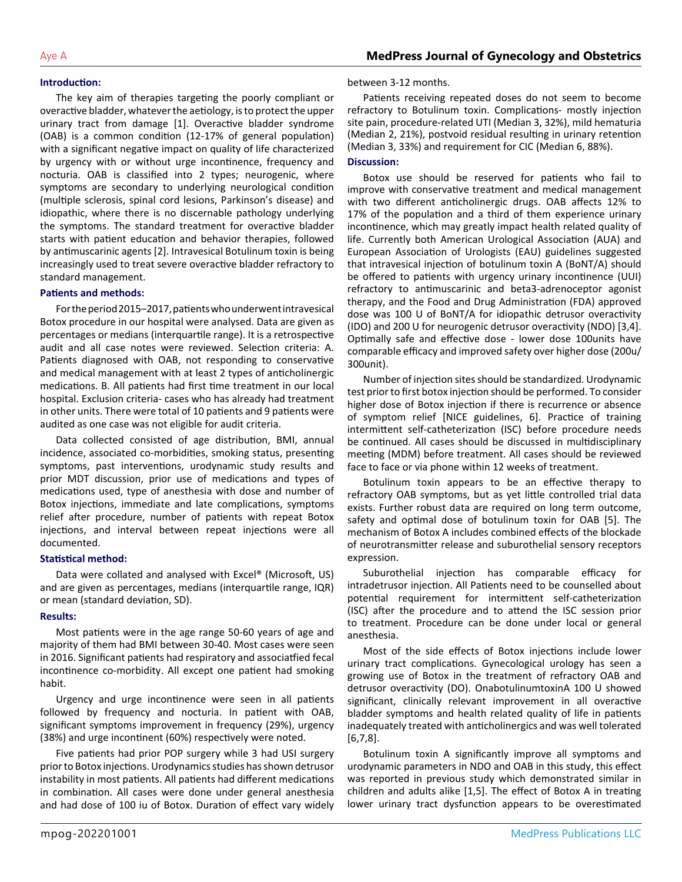## Introduction:

The key aim of therapies targeting the poorly compliant or overactive bladder, whatever the aetiology, is to protect the upper urinary tract from damage [1]. Overactive bladder syndrome (OAB) is a common condition (12-17% of general population) with a significant negative impact on quality of life characterized by urgency with or without urge incontinence, frequency and nocturia. OAB is classified into 2 types; neurogenic, where symptoms are secondary to underlying neurological condition (multiple sclerosis, spinal cord lesions, Parkinson's disease) and idiopathic, where there is no discernable pathology underlying the symptoms. The standard treatment for overactive bladder starts with patient education and behavior therapies, followed by antimuscarinic agents [2]. Intravesical Botulinum toxin is being increasingly used to treat severe overactive bladder refractory to standard management.

## Patients and methods:

For the period 2015–2017, patients who underwent intravesical Botox procedure in our hospital were analysed. Data are given as percentages or medians (interquartile range). It is a retrospective audit and all case notes were reviewed. Selection criteria: A. Patients diagnosed with OAB, not responding to conservative and medical management with at least 2 types of anticholinergic medications. B. All patients had first time treatment in our local hospital. Exclusion criteria- cases who has already had treatment in other units. There were total of 10 patients and 9 patients were audited as one case was not eligible for audit criteria.

Data collected consisted of age distribution, BMI, annual incidence, associated co-morbidities, smoking status, presenting symptoms, past interventions, urodynamic study results and prior MDT discussion, prior use of medications and types of medications used, type of anesthesia with dose and number of Botox injections, immediate and late complications, symptoms relief after procedure, number of patients with repeat Botox injections, and interval between repeat injections were all documented.

## Statistical method:

Data were collated and analysed with Excel® (Microsoft, US) and are given as percentages, medians (interquartile range, IQR) or mean (standard deviation, SD).

## Results:

Most patients were in the age range 50-60 years of age and majority of them had BMI between 30-40. Most cases were seen in 2016. Significant patients had respiratory and associatfied fecal incontinence co-morbidity. All except one patient had smoking habit.

Urgency and urge incontinence were seen in all patients followed by frequency and nocturia. In patient with OAB, significant symptoms improvement in frequency (29%), urgency (38%) and urge incontinent (60%) respectively were noted.

Five patients had prior POP surgery while 3 had USI surgery prior to Botox injections. Urodynamics studies has shown detrusor instability in most patients. All patients had different medications in combination. All cases were done under general anesthesia and had dose of 100 iu of Botox. Duration of effect vary widely between 3-12 months.

Patients receiving repeated doses do not seem to become refractory to Botulinum toxin. Complications- mostly injection site pain, procedure-related UTI (Median 3, 32%), mild hematuria (Median 2, 21%), postvoid residual resulting in urinary retention (Median 3, 33%) and requirement for CIC (Median 6, 88%).

## Discussion:

Botox use should be reserved for patients who fail to improve with conservative treatment and medical management with two different anticholinergic drugs. OAB affects 12% to 17% of the population and a third of them experience urinary incontinence, which may greatly impact health related quality of life. Currently both American Urological Association (AUA) and European Association of Urologists (EAU) guidelines suggested that intravesical injection of botulinum toxin A (BoNT/A) should be offered to patients with urgency urinary incontinence (UUI) refractory to antimuscarinic and beta3-adrenoceptor agonist therapy, and the Food and Drug Administration (FDA) approved dose was 100 U of BoNT/A for idiopathic detrusor overactivity (IDO) and 200 U for neurogenic detrusor overactivity (NDO) [3,4]. Optimally safe and effective dose - lower dose 100units have comparable efficacy and improved safety over higher dose (200u/300unit).

Number of injection sites should be standardized. Urodynamic test prior to first botox injection should be performed. To consider higher dose of Botox injection if there is recurrence or absence of symptom relief [NICE guidelines, 6]. Practice of training intermittent self-catheterization (ISC) before procedure needs be continued. All cases should be discussed in multidisciplinary meeting (MDM) before treatment. All cases should be reviewed face to face or via phone within 12 weeks of treatment.

Botulinum toxin appears to be an effective therapy to refractory OAB symptoms, but as yet little controlled trial data exists. Further robust data are required on long term outcome, safety and optimal dose of botulinum toxin for OAB [5]. The mechanism of Botox A includes combined effects of the blockade of neurotransmitter release and suburothelial sensory receptors expression.

Suburothelial injection has comparable efficacy for intradetrusor injection. All Patients need to be counselled about potential requirement for intermittent self-catheterization (ISC) after the procedure and to attend the ISC session prior to treatment. Procedure can be done under local or general anesthesia.

Most of the side effects of Botox injections include lower urinary tract complications. Gynecological urology has seen a growing use of Botox in the treatment of refractory OAB and detrusor overactivity (DO). OnabotulinumtoxinA 100 U showed significant, clinically relevant improvement in all overactive bladder symptoms and health related quality of life in patients inadequately treated with anticholinergics and was well tolerated [6,7,8].

Botulinum toxin A significantly improve all symptoms and urodynamic parameters in NDO and OAB in this study, this effect was reported in previous study which demonstrated similar in children and adults alike [1,5]. The effect of Botox A in treating lower urinary tract dysfunction appears to be overestimated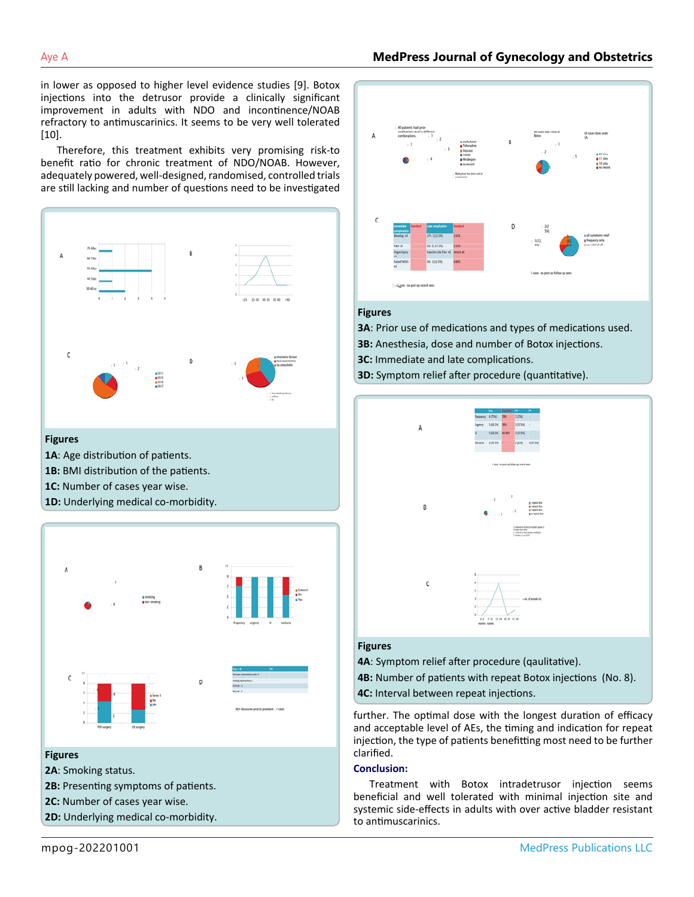in lower as opposed to higher level evidence studies [9]. Botox injections into the detrusor provide a clinically significant improvement in adults with NDO and incontinence/NOAB refractory to antimuscarinics. It seems to be very well tolerated [10].

Therefore, this treatment exhibits very promising risk-to benefit ratio for chronic treatment of NDO/NOAB. However, adequately powered, well-designed, randomised, controlled trials are still lacking and number of questions need to be investigated further. The optimal dose with the longest duration of efficacy and acceptable level of AEs, the timing and indication for repeat injection, the type of patients benefitting most need to be further clarified.

**Figures**

**1A**: Age distribution of patients.

**1B:** BMI distribution of the patients.

**1C:** Number of cases year wise.

**1D:** Underlying medical co-morbidity.

**Figures**

**2A**: Smoking status.

**2B:** Presenting symptoms of patients.

**2C:** Number of cases year wise.

**2D:** Underlying medical co-morbidity.

**Figures**

**3A**: Prior use of medications and types of medications used.

**3B:** Anesthesia, dose and number of Botox injections.

**3C:** Immediate and late complications.

**3D:** Symptom relief after procedure (quantitative).

**Figures**

**4A**: Symptom relief after procedure (qaulitative).

**4B:** Number of patients with repeat Botox injections (No. 8).

**4C:** Interval between repeat injections.

## Conclusion:

Treatment with Botox intradetrusor injection seems beneficial and well tolerated with minimal injection site and systemic side-effects in adults with over active bladder resistant to antimuscarinics.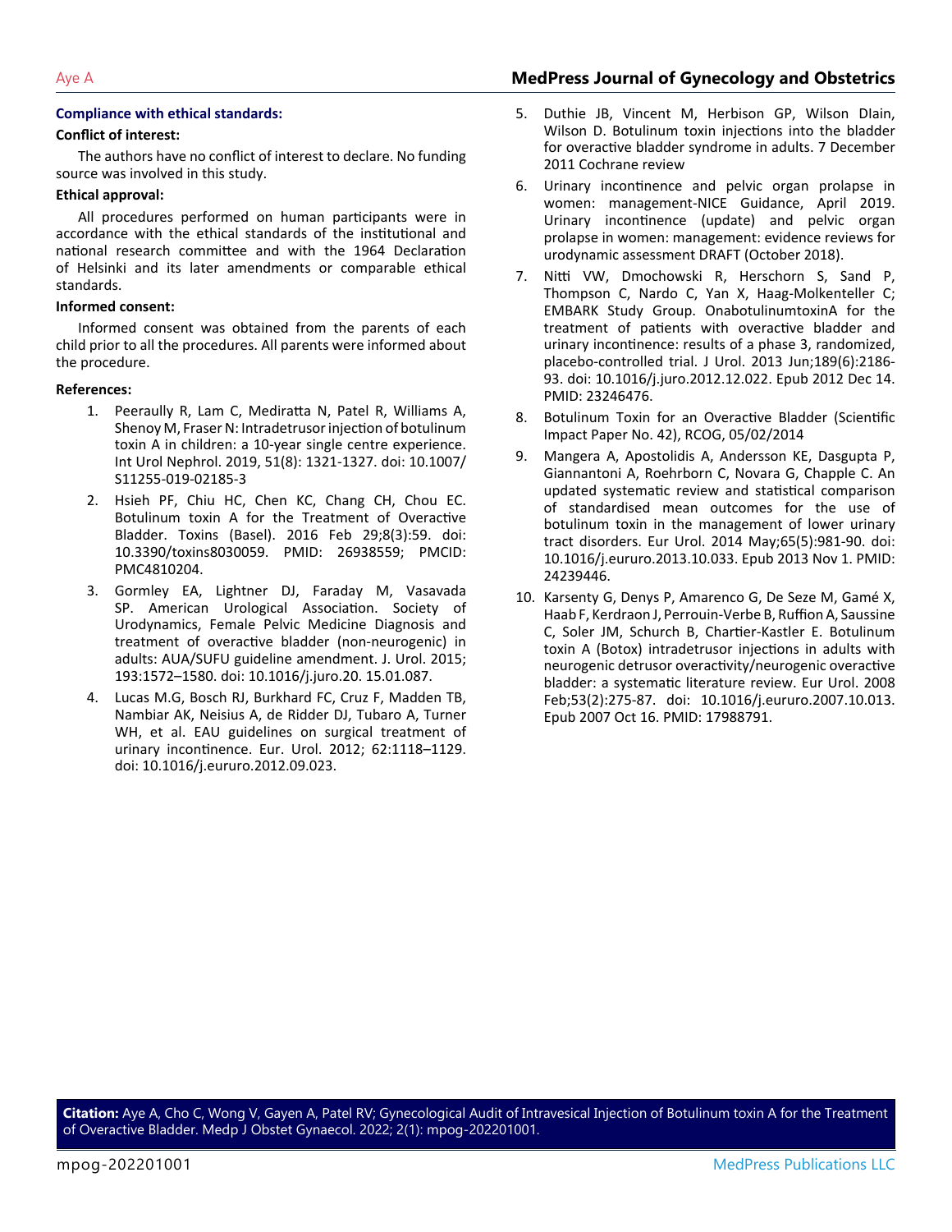### Compliance with ethical standards:

**Conflict of interest:**

The authors have no conflict of interest to declare. No funding source was involved in this study.

**Ethical approval:**

All procedures performed on human participants were in accordance with the ethical standards of the institutional and national research committee and with the 1964 Declaration of Helsinki and its later amendments or comparable ethical standards.

**Informed consent:**

Informed consent was obtained from the parents of each child prior to all the procedures. All parents were informed about the procedure.

**References:**

1. Peeraully R, Lam C, Mediratta N, Patel R, Williams A, Shenoy M, Fraser N: Intradetrusor injection of botulinum toxin A in children: a 10-year single centre experience. Int Urol Nephrol. 2019, 51(8): 1321-1327. doi: 10.1007/S11255-019-02185-3
2. Hsieh PF, Chiu HC, Chen KC, Chang CH, Chou EC. Botulinum toxin A for the Treatment of Overactive Bladder. Toxins (Basel). 2016 Feb 29;8(3):59. doi: 10.3390/toxins8030059. PMID: 26938559; PMCID: PMC4810204.
3. Gormley EA, Lightner DJ, Faraday M, Vasavada SP. American Urological Association. Society of Urodynamics, Female Pelvic Medicine Diagnosis and treatment of overactive bladder (non-neurogenic) in adults: AUA/SUFU guideline amendment. J. Urol. 2015; 193:1572–1580. doi: 10.1016/j.juro.20. 15.01.087.
4. Lucas M.G, Bosch RJ, Burkhard FC, Cruz F, Madden TB, Nambiar AK, Neisius A, de Ridder DJ, Tubaro A, Turner WH, et al. EAU guidelines on surgical treatment of urinary incontinence. Eur. Urol. 2012; 62:1118–1129. doi: 10.1016/j.eururo.2012.09.023.
5. Duthie JB, Vincent M, Herbison GP, Wilson DIain, Wilson D. Botulinum toxin injections into the bladder for overactive bladder syndrome in adults. 7 December 2011 Cochrane review
6. Urinary incontinence and pelvic organ prolapse in women: management-NICE Guidance, April 2019. Urinary incontinence (update) and pelvic organ prolapse in women: management: evidence reviews for urodynamic assessment DRAFT (October 2018).
7. Nitti VW, Dmochowski R, Herschorn S, Sand P, Thompson C, Nardo C, Yan X, Haag-Molkenteller C; EMBARK Study Group. OnabotulinumtoxinA for the treatment of patients with overactive bladder and urinary incontinence: results of a phase 3, randomized, placebo-controlled trial. J Urol. 2013 Jun;189(6):2186-93. doi: 10.1016/j.juro.2012.12.022. Epub 2012 Dec 14. PMID: 23246476.
8. Botulinum Toxin for an Overactive Bladder (Scientific Impact Paper No. 42), RCOG, 05/02/2014
9. Mangera A, Apostolidis A, Andersson KE, Dasgupta P, Giannantoni A, Roehrborn C, Novara G, Chapple C. An updated systematic review and statistical comparison of standardised mean outcomes for the use of botulinum toxin in the management of lower urinary tract disorders. Eur Urol. 2014 May;65(5):981-90. doi: 10.1016/j.eururo.2013.10.033. Epub 2013 Nov 1. PMID: 24239446.
10. Karsenty G, Denys P, Amarenco G, De Seze M, Gamé X, Haab F, Kerdraon J, Perrouin-Verbe B, Ruffion A, Saussine C, Soler JM, Schurch B, Chartier-Kastler E. Botulinum toxin A (Botox) intradetrusor injections in adults with neurogenic detrusor overactivity/neurogenic overactive bladder: a systematic literature review. Eur Urol. 2008 Feb;53(2):275-87. doi: 10.1016/j.eururo.2007.10.013. Epub 2007 Oct 16. PMID: 17988791.

**Citation:** Aye A, Cho C, Wong V, Gayen A, Patel RV; Gynecological Audit of Intravesical Injection of Botulinum toxin A for the Treatment of Overactive Bladder. Medp J Obstet Gynaecol. 2022; 2(1): mpog-202201001.